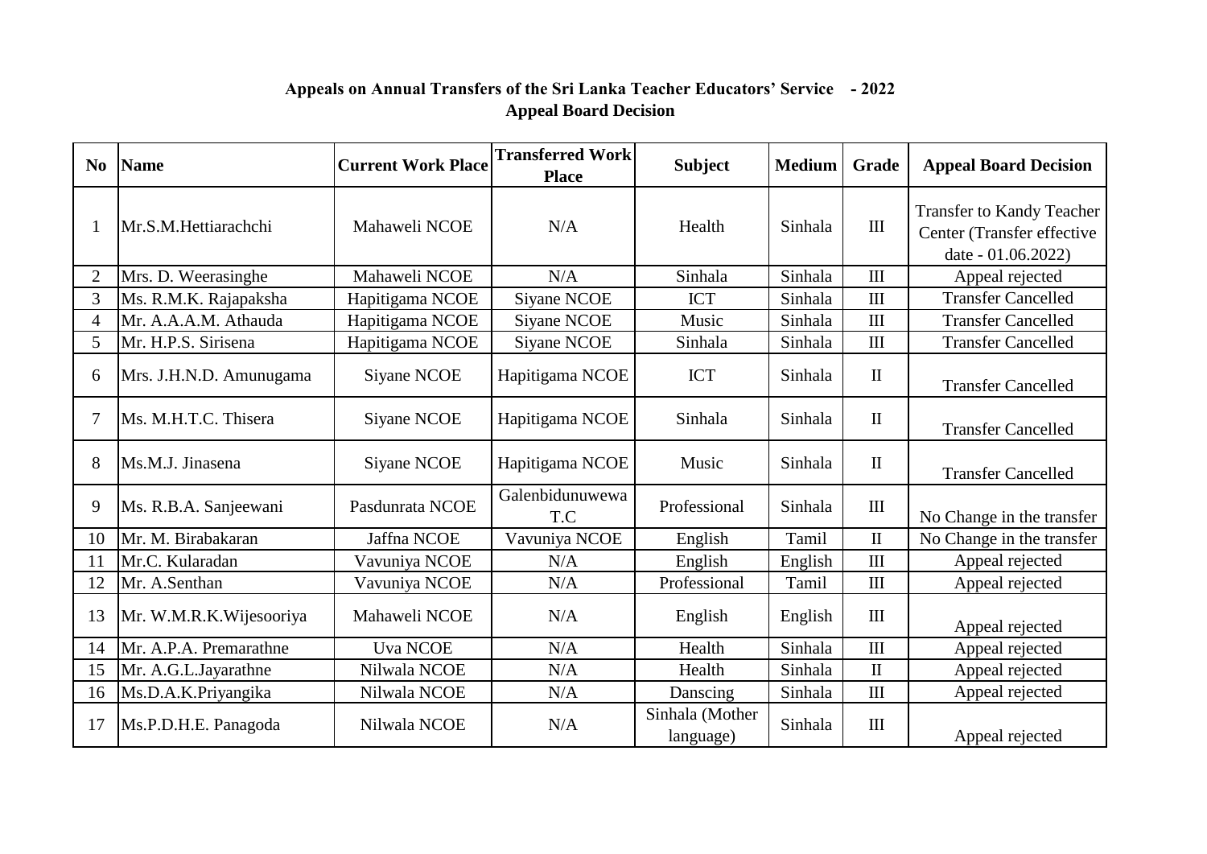**Appeals on Annual Transfers of the Sri Lanka Teacher Educators' Service - 2022**

**Appeal Board Decision**

| No | Name | Current Work Place | Transferred Work Place | Subject | Medium | Grade | Appeal Board Decision |
|---|---|---|---|---|---|---|---|
| 1 | Mr.S.M.Hettiarachchi | Mahaweli NCOE | N/A | Health | Sinhala | III | Transfer to Kandy Teacher Center (Transfer effective date - 01.06.2022) |
| 2 | Mrs. D. Weerasinghe | Mahaweli NCOE | N/A | Sinhala | Sinhala | III | Appeal rejected |
| 3 | Ms. R.M.K. Rajapaksha | Hapitigama NCOE | Siyane NCOE | ICT | Sinhala | III | Transfer Cancelled |
| 4 | Mr. A.A.A.M. Athauda | Hapitigama NCOE | Siyane NCOE | Music | Sinhala | III | Transfer Cancelled |
| 5 | Mr. H.P.S. Sirisena | Hapitigama NCOE | Siyane NCOE | Sinhala | Sinhala | III | Transfer Cancelled |
| 6 | Mrs. J.H.N.D. Amunugama | Siyane NCOE | Hapitigama NCOE | ICT | Sinhala | II | Transfer Cancelled |
| 7 | Ms. M.H.T.C. Thisera | Siyane NCOE | Hapitigama NCOE | Sinhala | Sinhala | II | Transfer Cancelled |
| 8 | Ms.M.J. Jinasena | Siyane NCOE | Hapitigama NCOE | Music | Sinhala | II | Transfer Cancelled |
| 9 | Ms. R.B.A. Sanjeewani | Pasdunrata NCOE | Galenbidunuwewa T.C | Professional | Sinhala | III | No Change in the transfer |
| 10 | Mr. M. Birabakaran | Jaffna NCOE | Vavuniya NCOE | English | Tamil | II | No Change in the transfer |
| 11 | Mr.C. Kularadan | Vavuniya NCOE | N/A | English | English | III | Appeal rejected |
| 12 | Mr. A.Senthan | Vavuniya NCOE | N/A | Professional | Tamil | III | Appeal rejected |
| 13 | Mr. W.M.R.K.Wijesooriya | Mahaweli NCOE | N/A | English | English | III | Appeal rejected |
| 14 | Mr. A.P.A. Premarathne | Uva NCOE | N/A | Health | Sinhala | III | Appeal rejected |
| 15 | Mr. A.G.L.Jayarathne | Nilwala NCOE | N/A | Health | Sinhala | II | Appeal rejected |
| 16 | Ms.D.A.K.Priyangika | Nilwala NCOE | N/A | Danscing | Sinhala | III | Appeal rejected |
| 17 | Ms.P.D.H.E. Panagoda | Nilwala NCOE | N/A | Sinhala (Mother language) | Sinhala | III | Appeal rejected |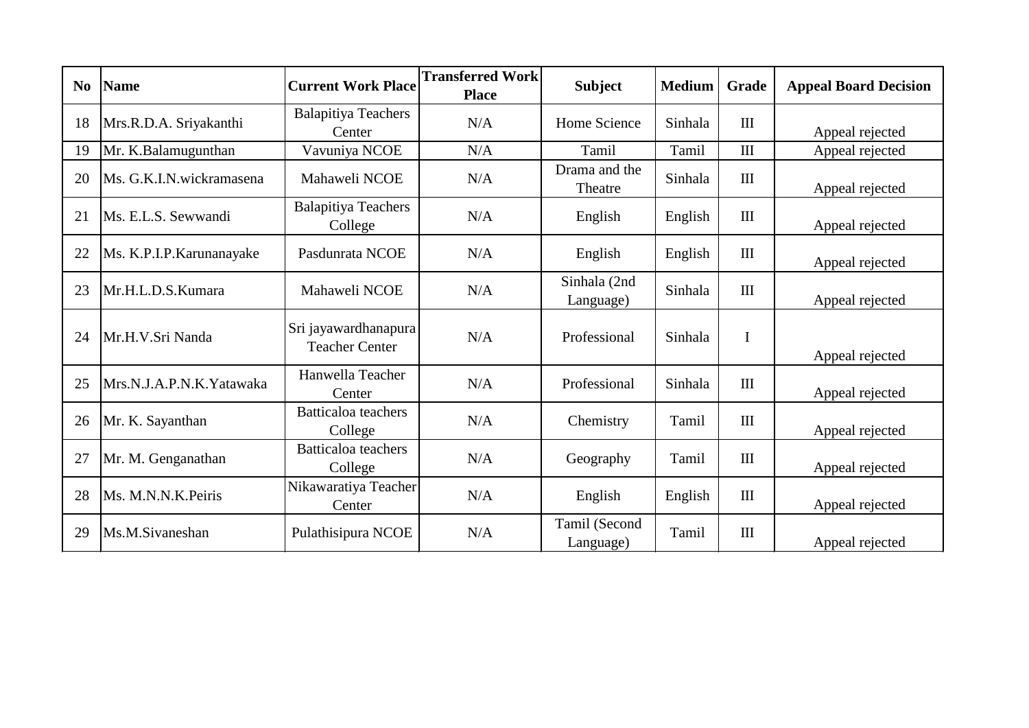| No | Name | Current Work Place | Transferred Work Place | Subject | Medium | Grade | Appeal Board Decision |
|---|---|---|---|---|---|---|---|
| 18 | Mrs.R.D.A. Sriyakanthi | Balapitiya Teachers Center | N/A | Home Science | Sinhala | III | Appeal rejected |
| 19 | Mr. K.Balamugunthan | Vavuniya NCOE | N/A | Tamil | Tamil | III | Appeal rejected |
| 20 | Ms. G.K.I.N.wickramasena | Mahaweli NCOE | N/A | Drama and the Theatre | Sinhala | III | Appeal rejected |
| 21 | Ms. E.L.S. Sewwandi | Balapitiya Teachers College | N/A | English | English | III | Appeal rejected |
| 22 | Ms. K.P.I.P.Karunanayake | Pasdunrata NCOE | N/A | English | English | III | Appeal rejected |
| 23 | Mr.H.L.D.S.Kumara | Mahaweli NCOE | N/A | Sinhala (2nd Language) | Sinhala | III | Appeal rejected |
| 24 | Mr.H.V.Sri Nanda | Sri jayawardhanapura Teacher Center | N/A | Professional | Sinhala | I | Appeal rejected |
| 25 | Mrs.N.J.A.P.N.K.Yatawaka | Hanwella Teacher Center | N/A | Professional | Sinhala | III | Appeal rejected |
| 26 | Mr. K. Sayanthan | Batticaloa teachers College | N/A | Chemistry | Tamil | III | Appeal rejected |
| 27 | Mr. M. Genganathan | Batticaloa teachers College | N/A | Geography | Tamil | III | Appeal rejected |
| 28 | Ms. M.N.N.K.Peiris | Nikawaratiya Teacher Center | N/A | English | English | III | Appeal rejected |
| 29 | Ms.M.Sivaneshan | Pulathisipura NCOE | N/A | Tamil (Second Language) | Tamil | III | Appeal rejected |